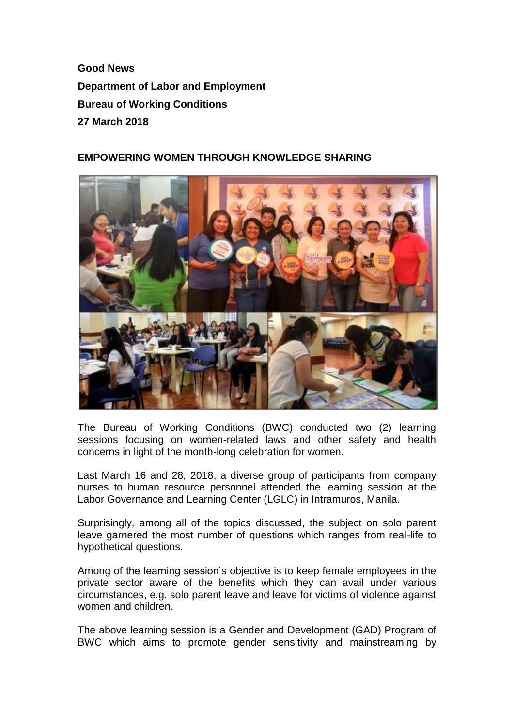**Good News**

**Department of Labor and Employment**

**Bureau of Working Conditions**

**27 March 2018**

## EMPOWERING WOMEN THROUGH KNOWLEDGE SHARING

The Bureau of Working Conditions (BWC) conducted two (2) learning sessions focusing on women-related laws and other safety and health concerns in light of the month-long celebration for women.

Last March 16 and 28, 2018, a diverse group of participants from company nurses to human resource personnel attended the learning session at the Labor Governance and Learning Center (LGLC) in Intramuros, Manila.

Surprisingly, among all of the topics discussed, the subject on solo parent leave garnered the most number of questions which ranges from real-life to hypothetical questions.

Among of the learning session's objective is to keep female employees in the private sector aware of the benefits which they can avail under various circumstances, e.g. solo parent leave and leave for victims of violence against women and children.

The above learning session is a Gender and Development (GAD) Program of BWC which aims to promote gender sensitivity and mainstreaming by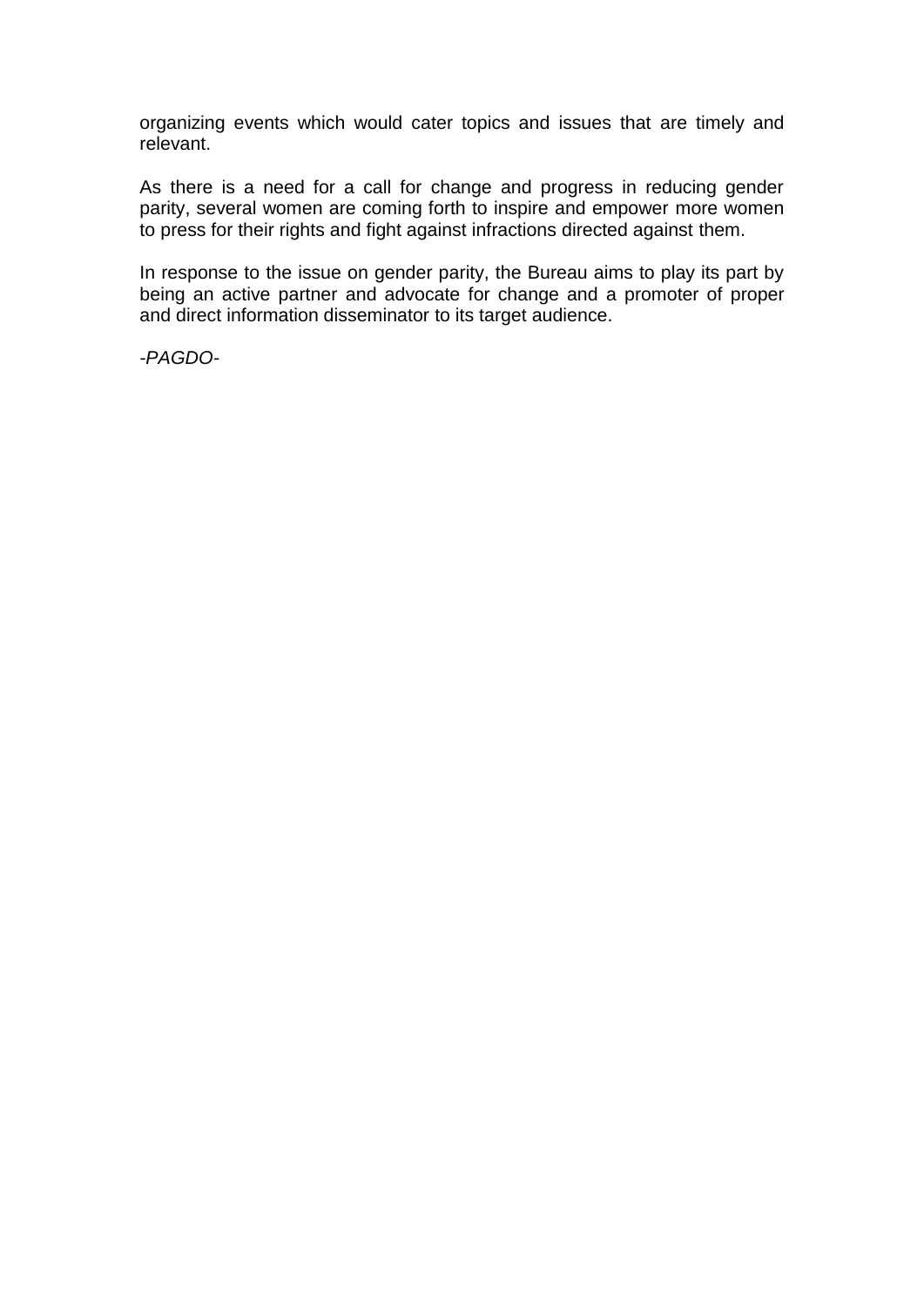organizing events which would cater topics and issues that are timely and relevant.

As there is a need for a call for change and progress in reducing gender parity, several women are coming forth to inspire and empower more women to press for their rights and fight against infractions directed against them.

In response to the issue on gender parity, the Bureau aims to play its part by being an active partner and advocate for change and a promoter of proper and direct information disseminator to its target audience.

*-PAGDO-*